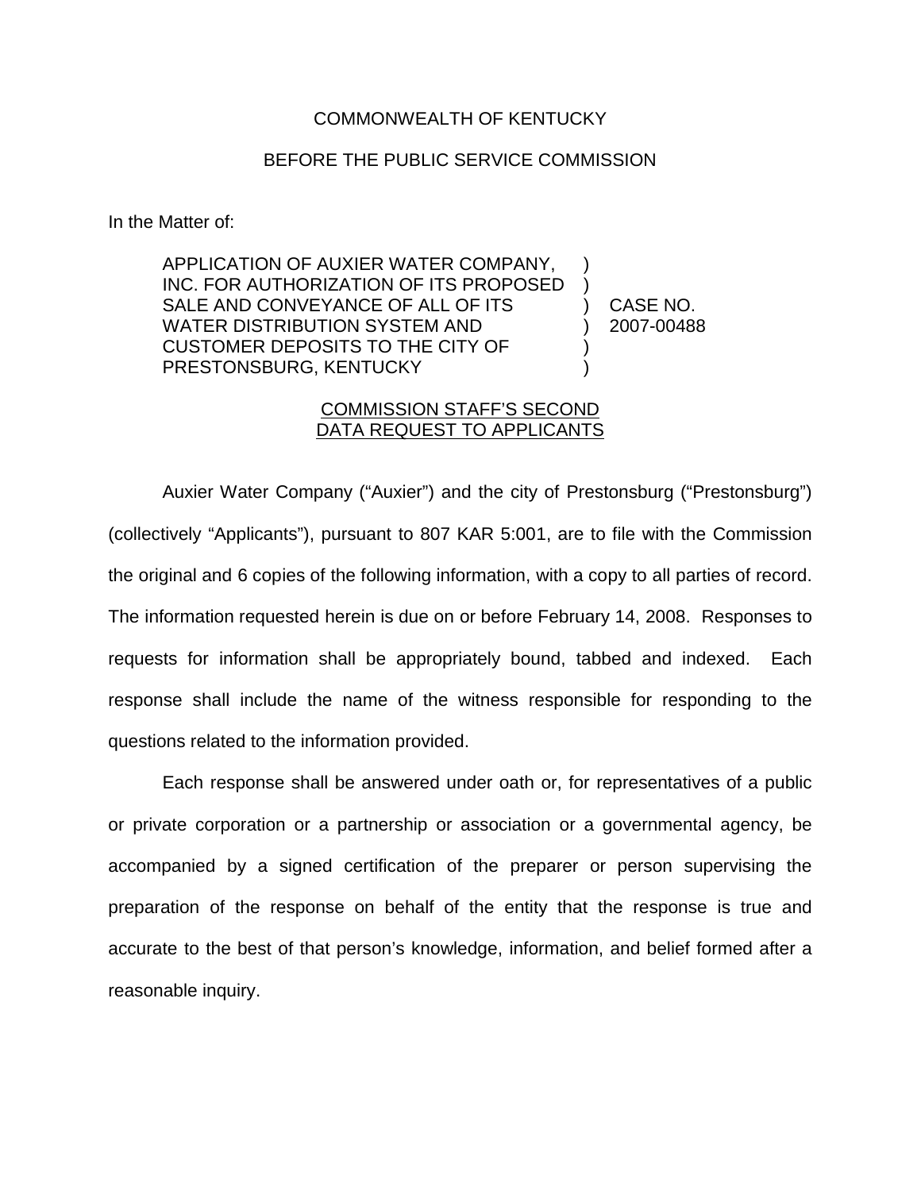COMMONWEALTH OF KENTUCKY

BEFORE THE PUBLIC SERVICE COMMISSION

In the Matter of:

| | | |
|---|---|---|
| APPLICATION OF AUXIER WATER COMPANY, INC. FOR AUTHORIZATION OF ITS PROPOSED SALE AND CONVEYANCE OF ALL OF ITS WATER DISTRIBUTION SYSTEM AND CUSTOMER DEPOSITS TO THE CITY OF PRESTONSBURG, KENTUCKY | ) ) ) ) ) ) | CASE NO. 2007-00488 |

## COMMISSION STAFF'S SECOND DATA REQUEST TO APPLICANTS

Auxier Water Company ("Auxier") and the city of Prestonsburg ("Prestonsburg") (collectively "Applicants"), pursuant to 807 KAR 5:001, are to file with the Commission the original and 6 copies of the following information, with a copy to all parties of record. The information requested herein is due on or before February 14, 2008. Responses to requests for information shall be appropriately bound, tabbed and indexed. Each response shall include the name of the witness responsible for responding to the questions related to the information provided.

Each response shall be answered under oath or, for representatives of a public or private corporation or a partnership or association or a governmental agency, be accompanied by a signed certification of the preparer or person supervising the preparation of the response on behalf of the entity that the response is true and accurate to the best of that person's knowledge, information, and belief formed after a reasonable inquiry.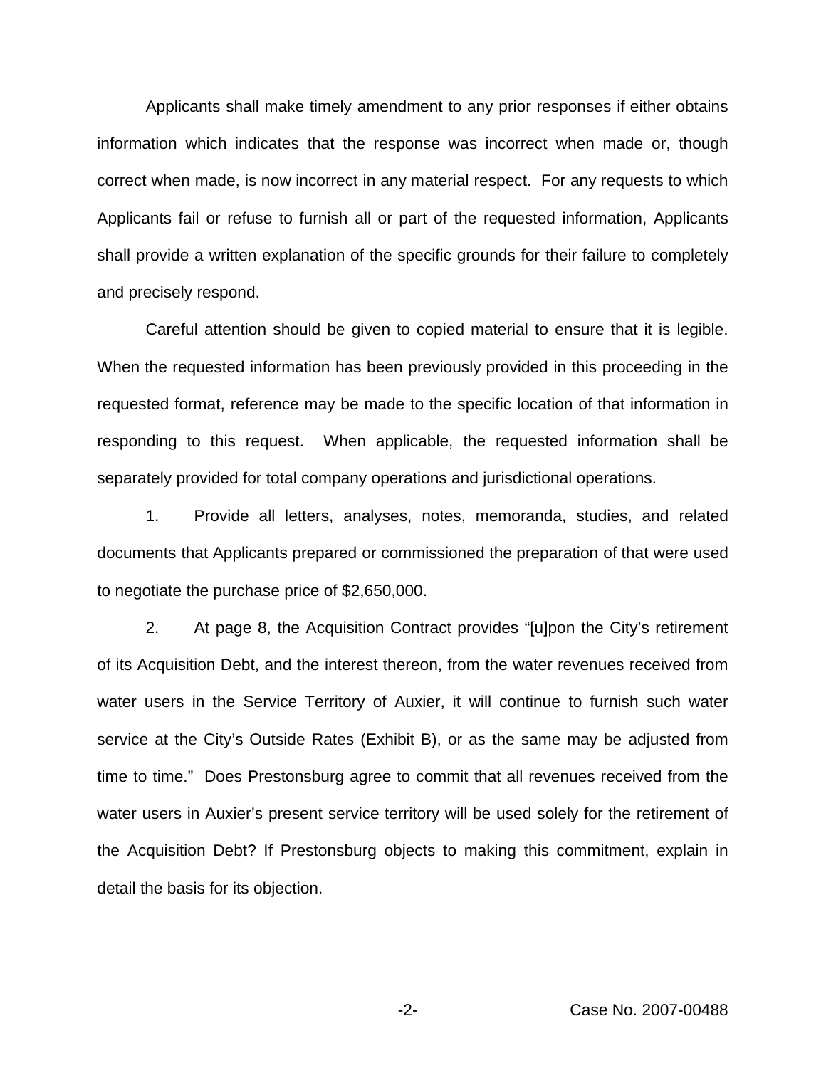Applicants shall make timely amendment to any prior responses if either obtains information which indicates that the response was incorrect when made or, though correct when made, is now incorrect in any material respect. For any requests to which Applicants fail or refuse to furnish all or part of the requested information, Applicants shall provide a written explanation of the specific grounds for their failure to completely and precisely respond.

Careful attention should be given to copied material to ensure that it is legible. When the requested information has been previously provided in this proceeding in the requested format, reference may be made to the specific location of that information in responding to this request. When applicable, the requested information shall be separately provided for total company operations and jurisdictional operations.

1. Provide all letters, analyses, notes, memoranda, studies, and related documents that Applicants prepared or commissioned the preparation of that were used to negotiate the purchase price of $2,650,000.

2. At page 8, the Acquisition Contract provides "[u]pon the City's retirement of its Acquisition Debt, and the interest thereon, from the water revenues received from water users in the Service Territory of Auxier, it will continue to furnish such water service at the City's Outside Rates (Exhibit B), or as the same may be adjusted from time to time." Does Prestonsburg agree to commit that all revenues received from the water users in Auxier's present service territory will be used solely for the retirement of the Acquisition Debt? If Prestonsburg objects to making this commitment, explain in detail the basis for its objection.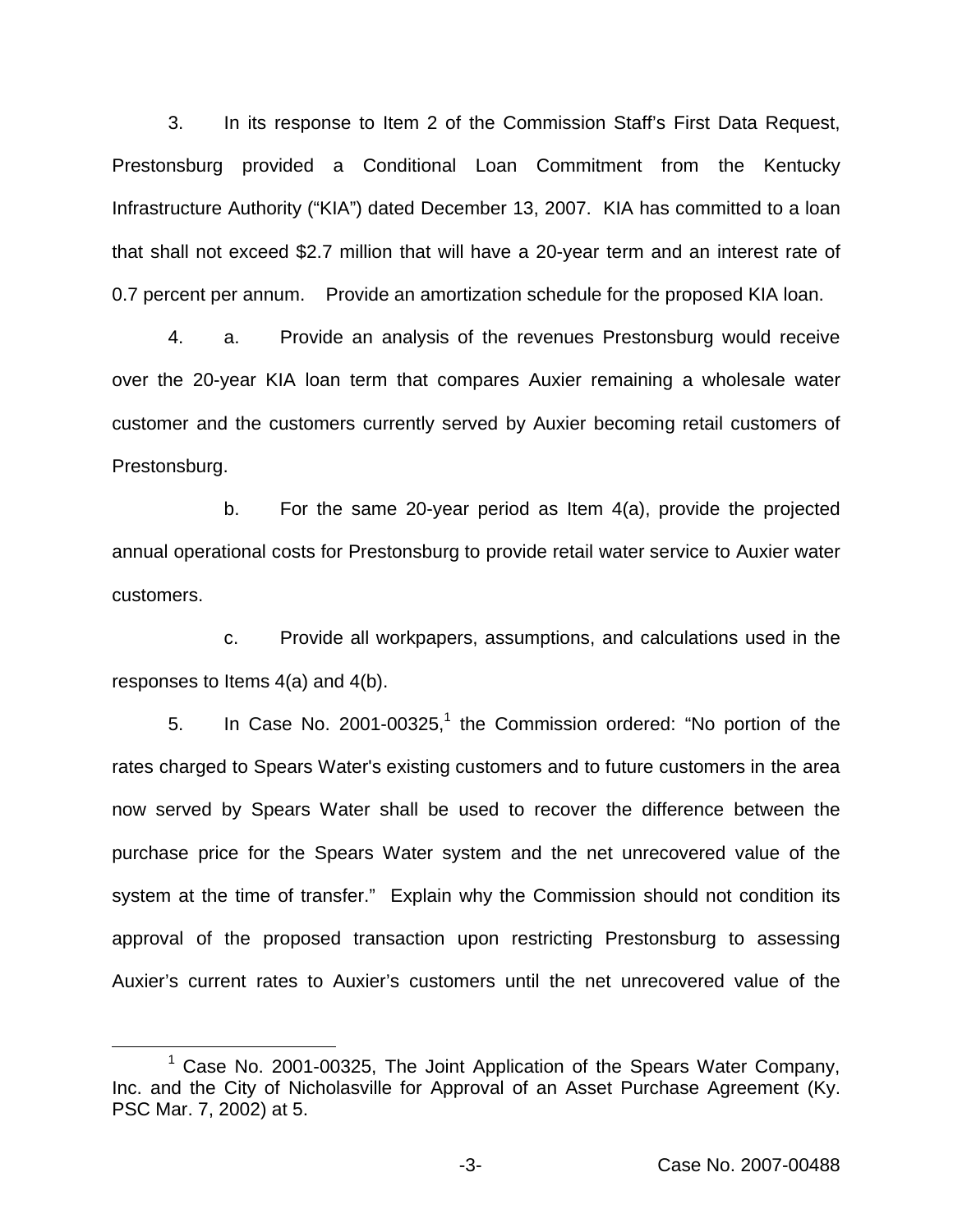3. In its response to Item 2 of the Commission Staff's First Data Request, Prestonsburg provided a Conditional Loan Commitment from the Kentucky Infrastructure Authority ("KIA") dated December 13, 2007. KIA has committed to a loan that shall not exceed \$2.7 million that will have a 20-year term and an interest rate of 0.7 percent per annum. Provide an amortization schedule for the proposed KIA loan.

4. a. Provide an analysis of the revenues Prestonsburg would receive over the 20-year KIA loan term that compares Auxier remaining a wholesale water customer and the customers currently served by Auxier becoming retail customers of Prestonsburg.

b. For the same 20-year period as Item 4(a), provide the projected annual operational costs for Prestonsburg to provide retail water service to Auxier water customers.

c. Provide all workpapers, assumptions, and calculations used in the responses to Items 4(a) and 4(b).

5. In Case No. 2001-00325,[1] the Commission ordered: "No portion of the rates charged to Spears Water's existing customers and to future customers in the area now served by Spears Water shall be used to recover the difference between the purchase price for the Spears Water system and the net unrecovered value of the system at the time of transfer." Explain why the Commission should not condition its approval of the proposed transaction upon restricting Prestonsburg to assessing Auxier's current rates to Auxier's customers until the net unrecovered value of the

[1] Case No. 2001-00325, The Joint Application of the Spears Water Company, Inc. and the City of Nicholasville for Approval of an Asset Purchase Agreement (Ky. PSC Mar. 7, 2002) at 5.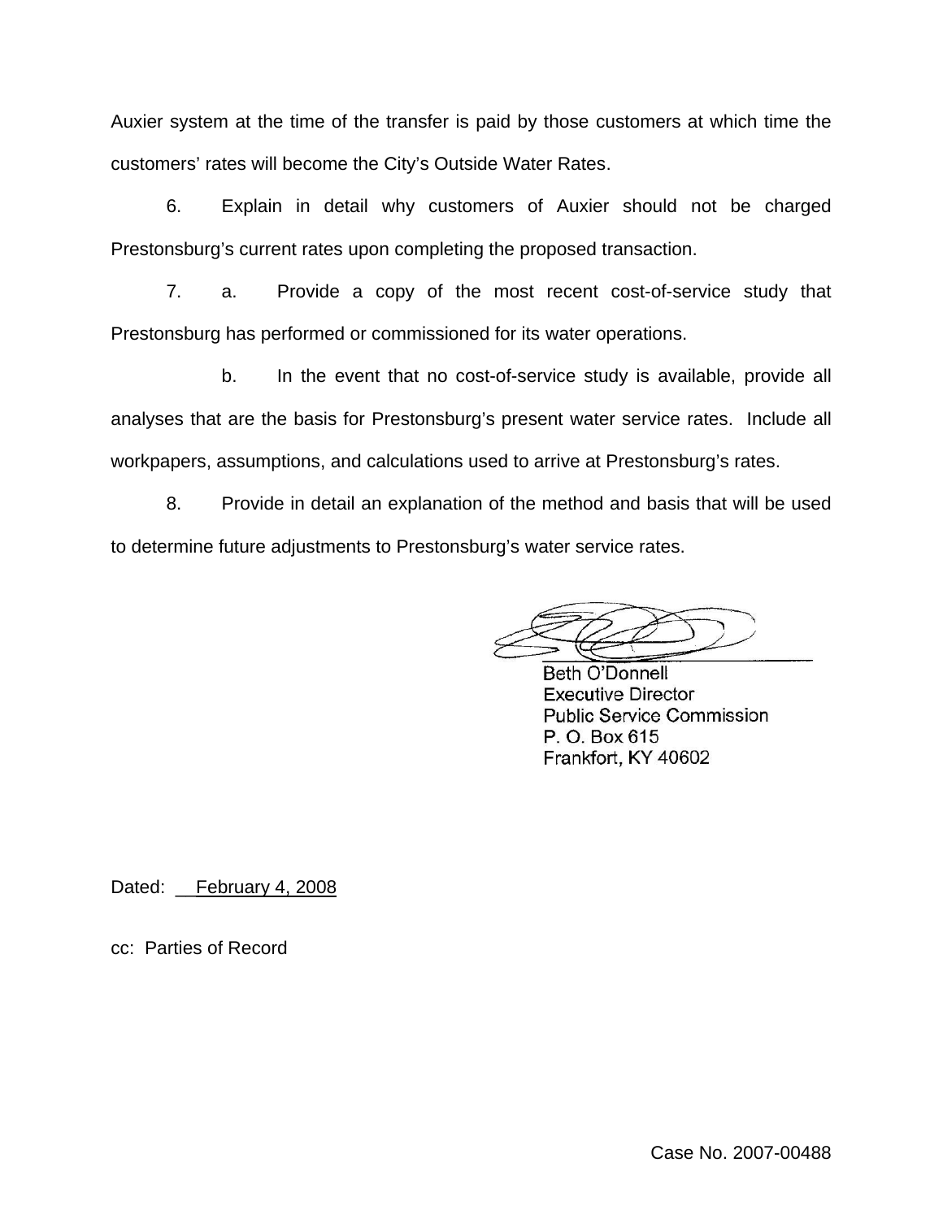Auxier system at the time of the transfer is paid by those customers at which time the customers' rates will become the City's Outside Water Rates.

6. Explain in detail why customers of Auxier should not be charged Prestonsburg's current rates upon completing the proposed transaction.

7. a. Provide a copy of the most recent cost-of-service study that Prestonsburg has performed or commissioned for its water operations.

b. In the event that no cost-of-service study is available, provide all analyses that are the basis for Prestonsburg's present water service rates. Include all workpapers, assumptions, and calculations used to arrive at Prestonsburg's rates.

8. Provide in detail an explanation of the method and basis that will be used to determine future adjustments to Prestonsburg's water service rates.

Beth O'Donnell
Executive Director
Public Service Commission
P. O. Box 615
Frankfort, KY 40602

Dated: February 4, 2008

cc: Parties of Record

Case No. 2007-00488